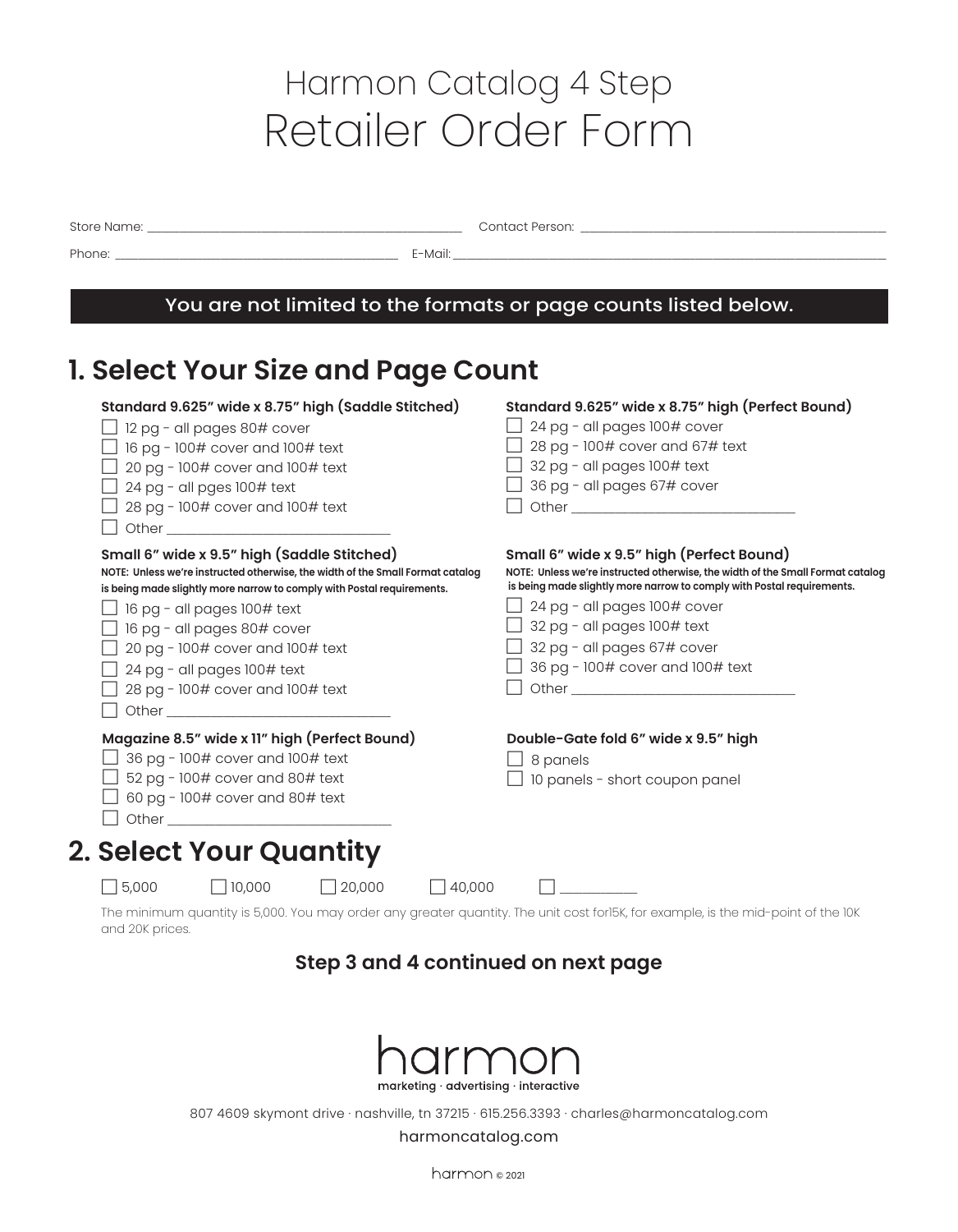# Harmon Catalog 4 Step
# Retailer Order Form

Store Name: ______________________________ Contact Person: ______________________________

Phone: ______________________________ E-Mail: ______________________________

**You are not limited to the formats or page counts listed below.**

## 1. Select Your Size and Page Count

**Standard 9.625" wide x 8.75" high (Saddle Stitched)**

- ☐ 12 pg - all pages 80# cover
- ☐ 16 pg - 100# cover and 100# text
- ☐ 20 pg - 100# cover and 100# text
- ☐ 24 pg - all pges 100# text
- ☐ 28 pg - 100# cover and 100# text
- ☐ Other ______________________

**Standard 9.625" wide x 8.75" high (Perfect Bound)**

- ☐ 24 pg - all pages 100# cover
- ☐ 28 pg - 100# cover and 67# text
- ☐ 32 pg - all pages 100# text
- ☐ 36 pg - all pages 67# cover
- ☐ Other ______________________

**Small 6" wide x 9.5" high (Saddle Stitched)**

**NOTE: Unless we're instructed otherwise, the width of the Small Format catalog is being made slightly more narrow to comply with Postal requirements.**

- ☐ 16 pg - all pages 100# text
- ☐ 16 pg - all pages 80# cover
- ☐ 20 pg - 100# cover and 100# text
- ☐ 24 pg - all pages 100# text
- ☐ 28 pg - 100# cover and 100# text
- ☐ Other ______________________

**Small 6" wide x 9.5" high (Perfect Bound)**

**NOTE: Unless we're instructed otherwise, the width of the Small Format catalog is being made slightly more narrow to comply with Postal requirements.**

- ☐ 24 pg - all pages 100# cover
- ☐ 32 pg - all pages 100# text
- ☐ 32 pg - all pages 67# cover
- ☐ 36 pg - 100# cover and 100# text
- ☐ Other ______________________

**Magazine 8.5" wide x 11" high (Perfect Bound)**

- ☐ 36 pg - 100# cover and 100# text
- ☐ 52 pg - 100# cover and 80# text
- ☐ 60 pg - 100# cover and 80# text
- ☐ Other ______________________

**Double-Gate fold 6" wide x 9.5" high**

- ☐ 8 panels
- ☐ 10 panels - short coupon panel

## 2. Select Your Quantity

☐ 5,000 ☐ 10,000 ☐ 20,000 ☐ 40,000 ☐ __________

The minimum quantity is 5,000. You may order any greater quantity. The unit cost for15K, for example, is the mid-point of the 10K and 20K prices.

**Step 3 and 4 continued on next page**

harmon
marketing · advertising · interactive

807 4609 skymont drive · nashville, tn 37215 · 615.256.3393 · charles@harmoncatalog.com

harmoncatalog.com

harmon © 2021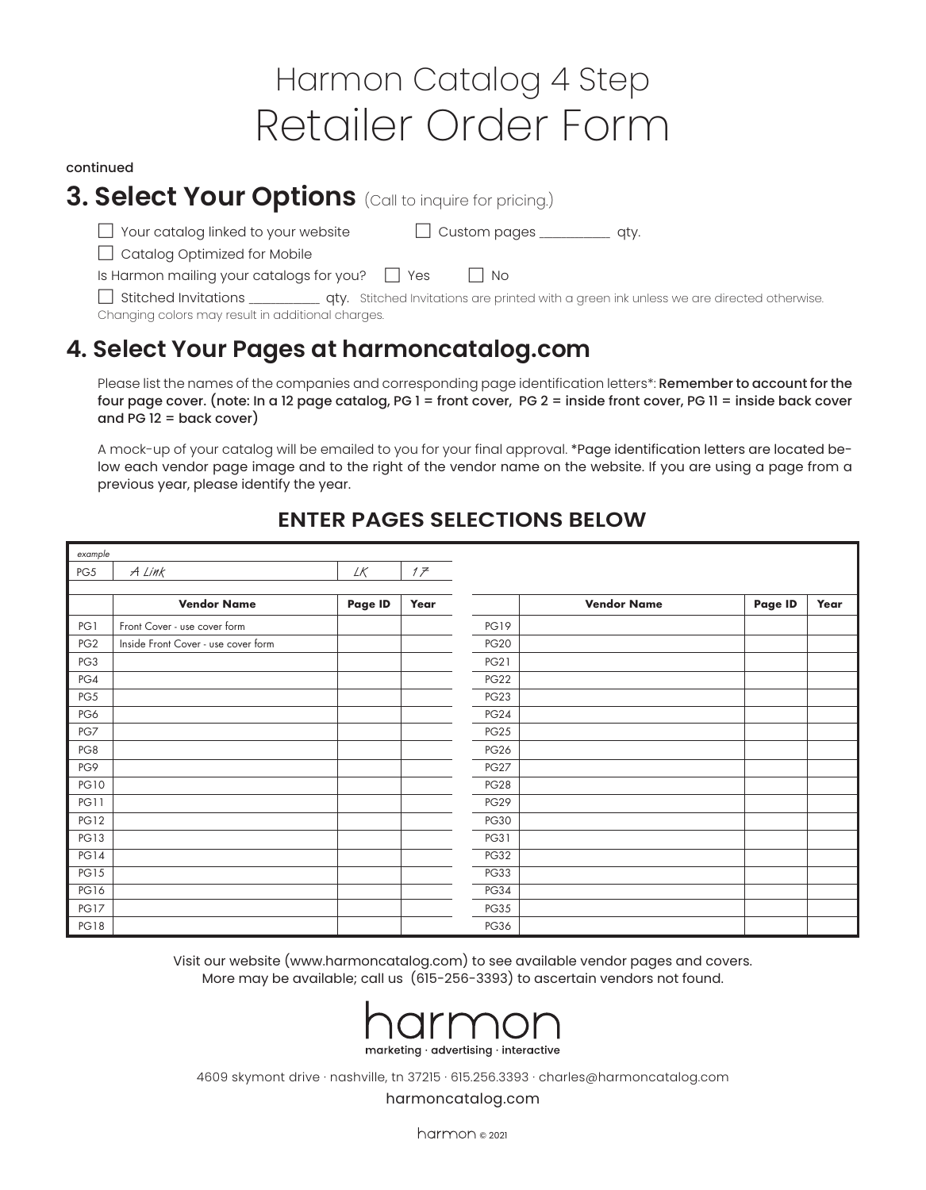# Harmon Catalog 4 Step
# Retailer Order Form

continued

## 3. Select Your Options (Call to inquire for pricing.)

☐ Your catalog linked to your website ☐ Custom pages __________ qty.

☐ Catalog Optimized for Mobile

Is Harmon mailing your catalogs for you? ☐ Yes ☐ No

☐ Stitched Invitations __________ qty. Stitched Invitations are printed with a green ink unless we are directed otherwise. Changing colors may result in additional charges.

## 4. Select Your Pages at harmoncatalog.com

Please list the names of the companies and corresponding page identification letters*: **Remember to account for the four page cover. (note: In a 12 page catalog, PG 1 = front cover, PG 2 = inside front cover, PG 11 = inside back cover and PG 12 = back cover)**

A mock-up of your catalog will be emailed to you for your final approval. *Page identification letters are located below each vendor page image and to the right of the vendor name on the website. If you are using a page from a previous year, please identify the year.

### ENTER PAGES SELECTIONS BELOW

*example*

| | | | |
|---|---|---|---|
| PG5 | A Link | LK | 17 |

| | Vendor Name | Page ID | Year | | Vendor Name | Page ID | Year |
|---|---|---|---|---|---|---|---|
| PG1 | Front Cover - use cover form | | | PG19 | | | |
| PG2 | Inside Front Cover - use cover form | | | PG20 | | | |
| PG3 | | | | PG21 | | | |
| PG4 | | | | PG22 | | | |
| PG5 | | | | PG23 | | | |
| PG6 | | | | PG24 | | | |
| PG7 | | | | PG25 | | | |
| PG8 | | | | PG26 | | | |
| PG9 | | | | PG27 | | | |
| PG10 | | | | PG28 | | | |
| PG11 | | | | PG29 | | | |
| PG12 | | | | PG30 | | | |
| PG13 | | | | PG31 | | | |
| PG14 | | | | PG32 | | | |
| PG15 | | | | PG33 | | | |
| PG16 | | | | PG34 | | | |
| PG17 | | | | PG35 | | | |
| PG18 | | | | PG36 | | | |

Visit our website (www.harmoncatalog.com) to see available vendor pages and covers.
More may be available; call us (615-256-3393) to ascertain vendors not found.

harmon
marketing · advertising · interactive

4609 skymont drive · nashville, tn 37215 · 615.256.3393 · charles@harmoncatalog.com

harmoncatalog.com

harmon © 2021